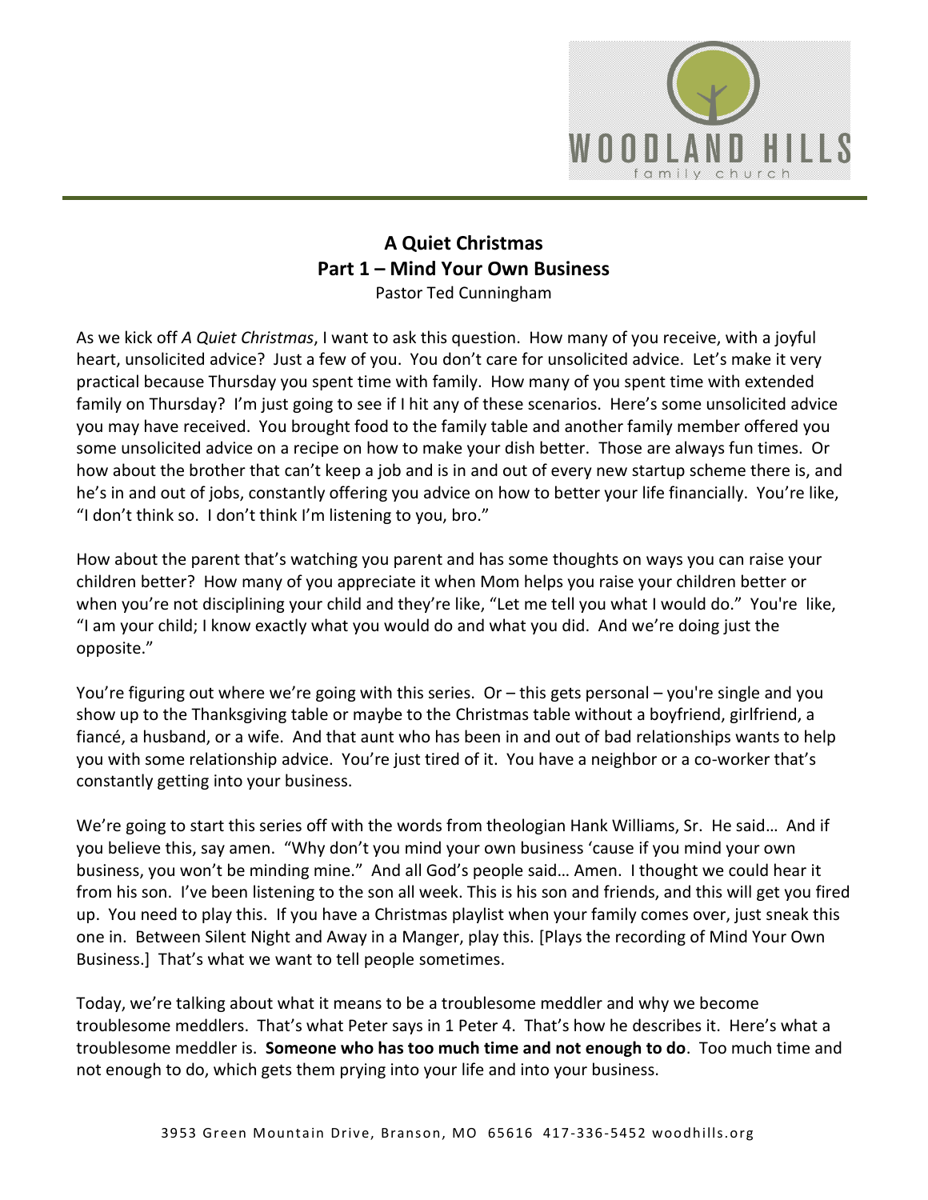# A Quiet Christmas
## Part 1 – Mind Your Own Business

Pastor Ted Cunningham

As we kick off *A Quiet Christmas*, I want to ask this question. How many of you receive, with a joyful heart, unsolicited advice? Just a few of you. You don't care for unsolicited advice. Let's make it very practical because Thursday you spent time with family. How many of you spent time with extended family on Thursday? I'm just going to see if I hit any of these scenarios. Here's some unsolicited advice you may have received. You brought food to the family table and another family member offered you some unsolicited advice on a recipe on how to make your dish better. Those are always fun times. Or how about the brother that can't keep a job and is in and out of every new startup scheme there is, and he's in and out of jobs, constantly offering you advice on how to better your life financially. You're like, "I don't think so. I don't think I'm listening to you, bro."

How about the parent that's watching you parent and has some thoughts on ways you can raise your children better? How many of you appreciate it when Mom helps you raise your children better or when you're not disciplining your child and they're like, "Let me tell you what I would do." You're like, "I am your child; I know exactly what you would do and what you did. And we're doing just the opposite."

You're figuring out where we're going with this series. Or – this gets personal – you're single and you show up to the Thanksgiving table or maybe to the Christmas table without a boyfriend, girlfriend, a fiancé, a husband, or a wife. And that aunt who has been in and out of bad relationships wants to help you with some relationship advice. You're just tired of it. You have a neighbor or a co-worker that's constantly getting into your business.

We're going to start this series off with the words from theologian Hank Williams, Sr. He said… And if you believe this, say amen. "Why don't you mind your own business 'cause if you mind your own business, you won't be minding mine." And all God's people said… Amen. I thought we could hear it from his son. I've been listening to the son all week. This is his son and friends, and this will get you fired up. You need to play this. If you have a Christmas playlist when your family comes over, just sneak this one in. Between Silent Night and Away in a Manger, play this. [Plays the recording of Mind Your Own Business.] That's what we want to tell people sometimes.

Today, we're talking about what it means to be a troublesome meddler and why we become troublesome meddlers. That's what Peter says in 1 Peter 4. That's how he describes it. Here's what a troublesome meddler is. **Someone who has too much time and not enough to do**. Too much time and not enough to do, which gets them prying into your life and into your business.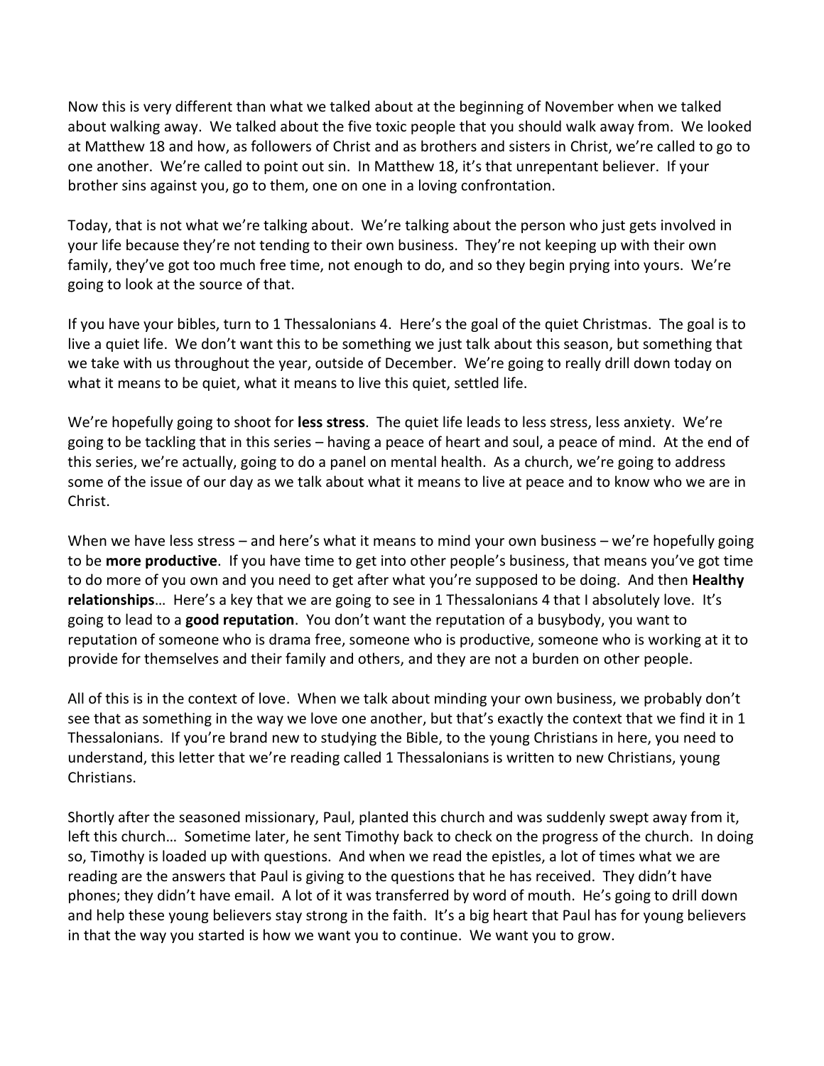Now this is very different than what we talked about at the beginning of November when we talked about walking away. We talked about the five toxic people that you should walk away from. We looked at Matthew 18 and how, as followers of Christ and as brothers and sisters in Christ, we're called to go to one another. We're called to point out sin. In Matthew 18, it's that unrepentant believer. If your brother sins against you, go to them, one on one in a loving confrontation.

Today, that is not what we're talking about. We're talking about the person who just gets involved in your life because they're not tending to their own business. They're not keeping up with their own family, they've got too much free time, not enough to do, and so they begin prying into yours. We're going to look at the source of that.

If you have your bibles, turn to 1 Thessalonians 4. Here's the goal of the quiet Christmas. The goal is to live a quiet life. We don't want this to be something we just talk about this season, but something that we take with us throughout the year, outside of December. We're going to really drill down today on what it means to be quiet, what it means to live this quiet, settled life.

We're hopefully going to shoot for **less stress**. The quiet life leads to less stress, less anxiety. We're going to be tackling that in this series – having a peace of heart and soul, a peace of mind. At the end of this series, we're actually, going to do a panel on mental health. As a church, we're going to address some of the issue of our day as we talk about what it means to live at peace and to know who we are in Christ.

When we have less stress – and here's what it means to mind your own business – we're hopefully going to be **more productive**. If you have time to get into other people's business, that means you've got time to do more of you own and you need to get after what you're supposed to be doing. And then **Healthy relationships**… Here's a key that we are going to see in 1 Thessalonians 4 that I absolutely love. It's going to lead to a **good reputation**. You don't want the reputation of a busybody, you want to reputation of someone who is drama free, someone who is productive, someone who is working at it to provide for themselves and their family and others, and they are not a burden on other people.

All of this is in the context of love. When we talk about minding your own business, we probably don't see that as something in the way we love one another, but that's exactly the context that we find it in 1 Thessalonians. If you're brand new to studying the Bible, to the young Christians in here, you need to understand, this letter that we're reading called 1 Thessalonians is written to new Christians, young Christians.

Shortly after the seasoned missionary, Paul, planted this church and was suddenly swept away from it, left this church… Sometime later, he sent Timothy back to check on the progress of the church. In doing so, Timothy is loaded up with questions. And when we read the epistles, a lot of times what we are reading are the answers that Paul is giving to the questions that he has received. They didn't have phones; they didn't have email. A lot of it was transferred by word of mouth. He's going to drill down and help these young believers stay strong in the faith. It's a big heart that Paul has for young believers in that the way you started is how we want you to continue. We want you to grow.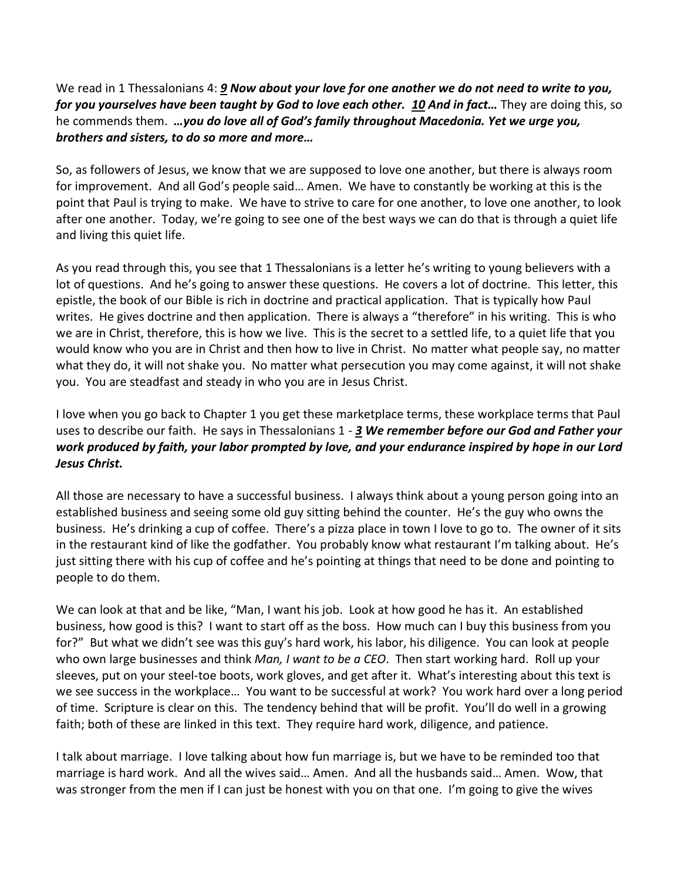We read in 1 Thessalonians 4: ***9*** ***Now about your love for one another we do not need to write to you, for you yourselves have been taught by God to love each other.*** ***10*** ***And in fact…*** They are doing this, so he commends them. ***…you do love all of God's family throughout Macedonia. Yet we urge you, brothers and sisters, to do so more and more…***

So, as followers of Jesus, we know that we are supposed to love one another, but there is always room for improvement. And all God's people said… Amen. We have to constantly be working at this is the point that Paul is trying to make. We have to strive to care for one another, to love one another, to look after one another. Today, we're going to see one of the best ways we can do that is through a quiet life and living this quiet life.

As you read through this, you see that 1 Thessalonians is a letter he's writing to young believers with a lot of questions. And he's going to answer these questions. He covers a lot of doctrine. This letter, this epistle, the book of our Bible is rich in doctrine and practical application. That is typically how Paul writes. He gives doctrine and then application. There is always a "therefore" in his writing. This is who we are in Christ, therefore, this is how we live. This is the secret to a settled life, to a quiet life that you would know who you are in Christ and then how to live in Christ. No matter what people say, no matter what they do, it will not shake you. No matter what persecution you may come against, it will not shake you. You are steadfast and steady in who you are in Jesus Christ.

I love when you go back to Chapter 1 you get these marketplace terms, these workplace terms that Paul uses to describe our faith. He says in Thessalonians 1 - ***3*** ***We remember before our God and Father your work produced by faith, your labor prompted by love, and your endurance inspired by hope in our Lord Jesus Christ.***

All those are necessary to have a successful business. I always think about a young person going into an established business and seeing some old guy sitting behind the counter. He's the guy who owns the business. He's drinking a cup of coffee. There's a pizza place in town I love to go to. The owner of it sits in the restaurant kind of like the godfather. You probably know what restaurant I'm talking about. He's just sitting there with his cup of coffee and he's pointing at things that need to be done and pointing to people to do them.

We can look at that and be like, "Man, I want his job. Look at how good he has it. An established business, how good is this? I want to start off as the boss. How much can I buy this business from you for?" But what we didn't see was this guy's hard work, his labor, his diligence. You can look at people who own large businesses and think *Man, I want to be a CEO*. Then start working hard. Roll up your sleeves, put on your steel-toe boots, work gloves, and get after it. What's interesting about this text is we see success in the workplace… You want to be successful at work? You work hard over a long period of time. Scripture is clear on this. The tendency behind that will be profit. You'll do well in a growing faith; both of these are linked in this text. They require hard work, diligence, and patience.

I talk about marriage. I love talking about how fun marriage is, but we have to be reminded too that marriage is hard work. And all the wives said… Amen. And all the husbands said… Amen. Wow, that was stronger from the men if I can just be honest with you on that one. I'm going to give the wives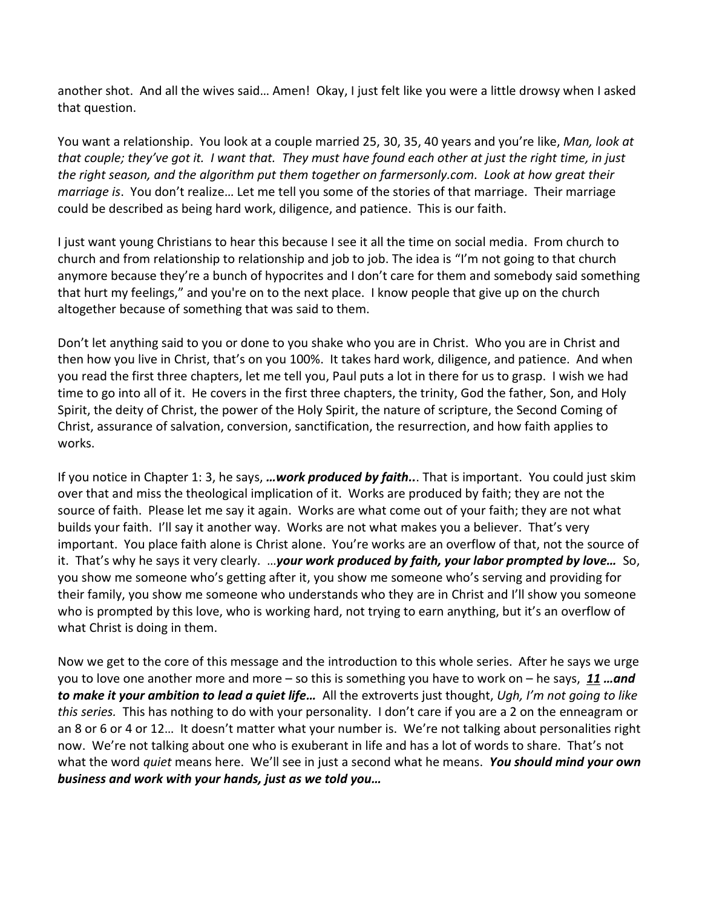another shot. And all the wives said… Amen! Okay, I just felt like you were a little drowsy when I asked that question.

You want a relationship. You look at a couple married 25, 30, 35, 40 years and you're like, *Man, look at that couple; they've got it. I want that. They must have found each other at just the right time, in just the right season, and the algorithm put them together on farmersonly.com. Look at how great their marriage is*. You don't realize… Let me tell you some of the stories of that marriage. Their marriage could be described as being hard work, diligence, and patience. This is our faith.

I just want young Christians to hear this because I see it all the time on social media. From church to church and from relationship to relationship and job to job. The idea is "I'm not going to that church anymore because they're a bunch of hypocrites and I don't care for them and somebody said something that hurt my feelings," and you're on to the next place. I know people that give up on the church altogether because of something that was said to them.

Don't let anything said to you or done to you shake who you are in Christ. Who you are in Christ and then how you live in Christ, that's on you 100%. It takes hard work, diligence, and patience. And when you read the first three chapters, let me tell you, Paul puts a lot in there for us to grasp. I wish we had time to go into all of it. He covers in the first three chapters, the trinity, God the father, Son, and Holy Spirit, the deity of Christ, the power of the Holy Spirit, the nature of scripture, the Second Coming of Christ, assurance of salvation, conversion, sanctification, the resurrection, and how faith applies to works.

If you notice in Chapter 1: 3, he says, ***…work produced by faith..***. That is important. You could just skim over that and miss the theological implication of it. Works are produced by faith; they are not the source of faith. Please let me say it again. Works are what come out of your faith; they are not what builds your faith. I'll say it another way. Works are not what makes you a believer. That's very important. You place faith alone is Christ alone. You're works are an overflow of that, not the source of it. That's why he says it very clearly. …***your work produced by faith, your labor prompted by love…*** So, you show me someone who's getting after it, you show me someone who's serving and providing for their family, you show me someone who understands who they are in Christ and I'll show you someone who is prompted by this love, who is working hard, not trying to earn anything, but it's an overflow of what Christ is doing in them.

Now we get to the core of this message and the introduction to this whole series. After he says we urge you to love one another more and more – so this is something you have to work on – he says, ***11 …and to make it your ambition to lead a quiet life…*** All the extroverts just thought, *Ugh, I'm not going to like this series.* This has nothing to do with your personality. I don't care if you are a 2 on the enneagram or an 8 or 6 or 4 or 12… It doesn't matter what your number is. We're not talking about personalities right now. We're not talking about one who is exuberant in life and has a lot of words to share. That's not what the word *quiet* means here. We'll see in just a second what he means. ***You should mind your own business and work with your hands, just as we told you…***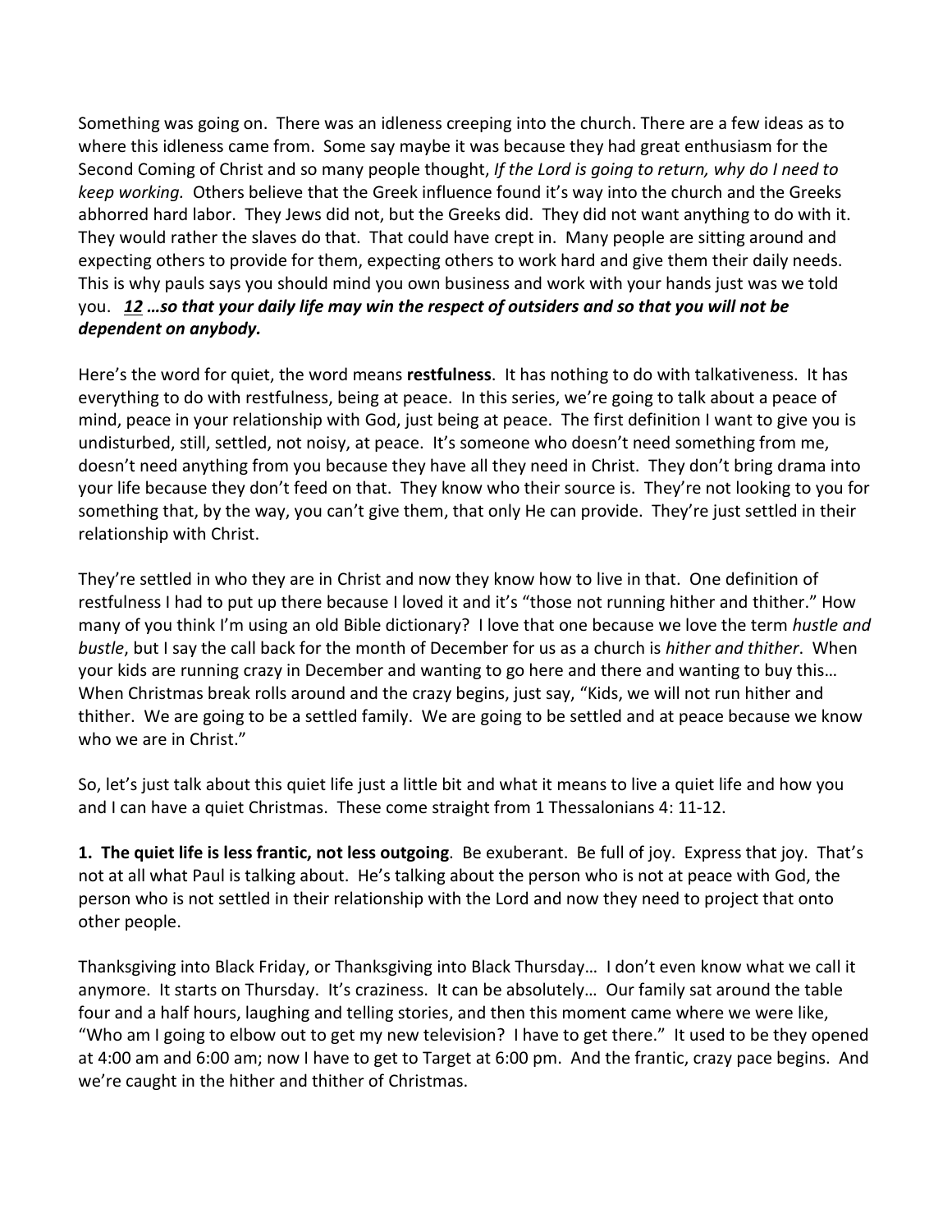Something was going on. There was an idleness creeping into the church. There are a few ideas as to where this idleness came from. Some say maybe it was because they had great enthusiasm for the Second Coming of Christ and so many people thought, *If the Lord is going to return, why do I need to keep working.* Others believe that the Greek influence found it's way into the church and the Greeks abhorred hard labor. They Jews did not, but the Greeks did. They did not want anything to do with it. They would rather the slaves do that. That could have crept in. Many people are sitting around and expecting others to provide for them, expecting others to work hard and give them their daily needs. This is why pauls says you should mind you own business and work with your hands just was we told you. ***12 …so that your daily life may win the respect of outsiders and so that you will not be dependent on anybody.***

Here's the word for quiet, the word means **restfulness**. It has nothing to do with talkativeness. It has everything to do with restfulness, being at peace. In this series, we're going to talk about a peace of mind, peace in your relationship with God, just being at peace. The first definition I want to give you is undisturbed, still, settled, not noisy, at peace. It's someone who doesn't need something from me, doesn't need anything from you because they have all they need in Christ. They don't bring drama into your life because they don't feed on that. They know who their source is. They're not looking to you for something that, by the way, you can't give them, that only He can provide. They're just settled in their relationship with Christ.

They're settled in who they are in Christ and now they know how to live in that. One definition of restfulness I had to put up there because I loved it and it's "those not running hither and thither." How many of you think I'm using an old Bible dictionary? I love that one because we love the term *hustle and bustle*, but I say the call back for the month of December for us as a church is *hither and thither*. When your kids are running crazy in December and wanting to go here and there and wanting to buy this… When Christmas break rolls around and the crazy begins, just say, "Kids, we will not run hither and thither. We are going to be a settled family. We are going to be settled and at peace because we know who we are in Christ."

So, let's just talk about this quiet life just a little bit and what it means to live a quiet life and how you and I can have a quiet Christmas. These come straight from 1 Thessalonians 4: 11-12.

**1. The quiet life is less frantic, not less outgoing**. Be exuberant. Be full of joy. Express that joy. That's not at all what Paul is talking about. He's talking about the person who is not at peace with God, the person who is not settled in their relationship with the Lord and now they need to project that onto other people.

Thanksgiving into Black Friday, or Thanksgiving into Black Thursday… I don't even know what we call it anymore. It starts on Thursday. It's craziness. It can be absolutely… Our family sat around the table four and a half hours, laughing and telling stories, and then this moment came where we were like, "Who am I going to elbow out to get my new television? I have to get there." It used to be they opened at 4:00 am and 6:00 am; now I have to get to Target at 6:00 pm. And the frantic, crazy pace begins. And we're caught in the hither and thither of Christmas.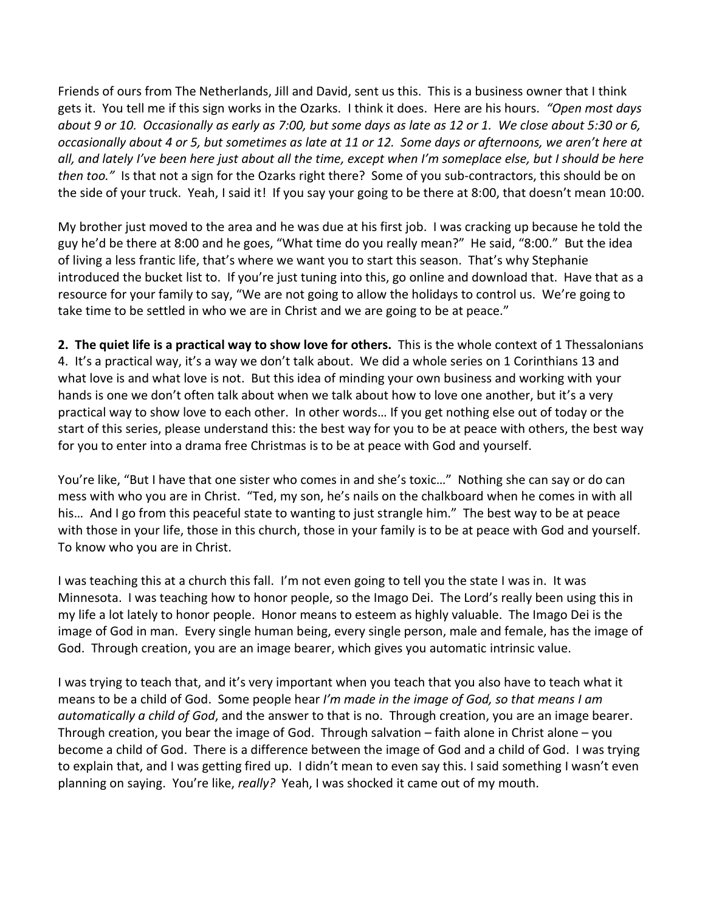Friends of ours from The Netherlands, Jill and David, sent us this. This is a business owner that I think gets it. You tell me if this sign works in the Ozarks. I think it does. Here are his hours. *"Open most days about 9 or 10. Occasionally as early as 7:00, but some days as late as 12 or 1. We close about 5:30 or 6, occasionally about 4 or 5, but sometimes as late at 11 or 12. Some days or afternoons, we aren't here at all, and lately I've been here just about all the time, except when I'm someplace else, but I should be here then too."* Is that not a sign for the Ozarks right there? Some of you sub-contractors, this should be on the side of your truck. Yeah, I said it! If you say your going to be there at 8:00, that doesn't mean 10:00.

My brother just moved to the area and he was due at his first job. I was cracking up because he told the guy he'd be there at 8:00 and he goes, "What time do you really mean?" He said, "8:00." But the idea of living a less frantic life, that's where we want you to start this season. That's why Stephanie introduced the bucket list to. If you're just tuning into this, go online and download that. Have that as a resource for your family to say, "We are not going to allow the holidays to control us. We're going to take time to be settled in who we are in Christ and we are going to be at peace."

**2. The quiet life is a practical way to show love for others.** This is the whole context of 1 Thessalonians 4. It's a practical way, it's a way we don't talk about. We did a whole series on 1 Corinthians 13 and what love is and what love is not. But this idea of minding your own business and working with your hands is one we don't often talk about when we talk about how to love one another, but it's a very practical way to show love to each other. In other words… If you get nothing else out of today or the start of this series, please understand this: the best way for you to be at peace with others, the best way for you to enter into a drama free Christmas is to be at peace with God and yourself.

You're like, "But I have that one sister who comes in and she's toxic…" Nothing she can say or do can mess with who you are in Christ. "Ted, my son, he's nails on the chalkboard when he comes in with all his… And I go from this peaceful state to wanting to just strangle him." The best way to be at peace with those in your life, those in this church, those in your family is to be at peace with God and yourself. To know who you are in Christ.

I was teaching this at a church this fall. I'm not even going to tell you the state I was in. It was Minnesota. I was teaching how to honor people, so the Imago Dei. The Lord's really been using this in my life a lot lately to honor people. Honor means to esteem as highly valuable. The Imago Dei is the image of God in man. Every single human being, every single person, male and female, has the image of God. Through creation, you are an image bearer, which gives you automatic intrinsic value.

I was trying to teach that, and it's very important when you teach that you also have to teach what it means to be a child of God. Some people hear *I'm made in the image of God, so that means I am automatically a child of God*, and the answer to that is no. Through creation, you are an image bearer. Through creation, you bear the image of God. Through salvation – faith alone in Christ alone – you become a child of God. There is a difference between the image of God and a child of God. I was trying to explain that, and I was getting fired up. I didn't mean to even say this. I said something I wasn't even planning on saying. You're like, *really?* Yeah, I was shocked it came out of my mouth.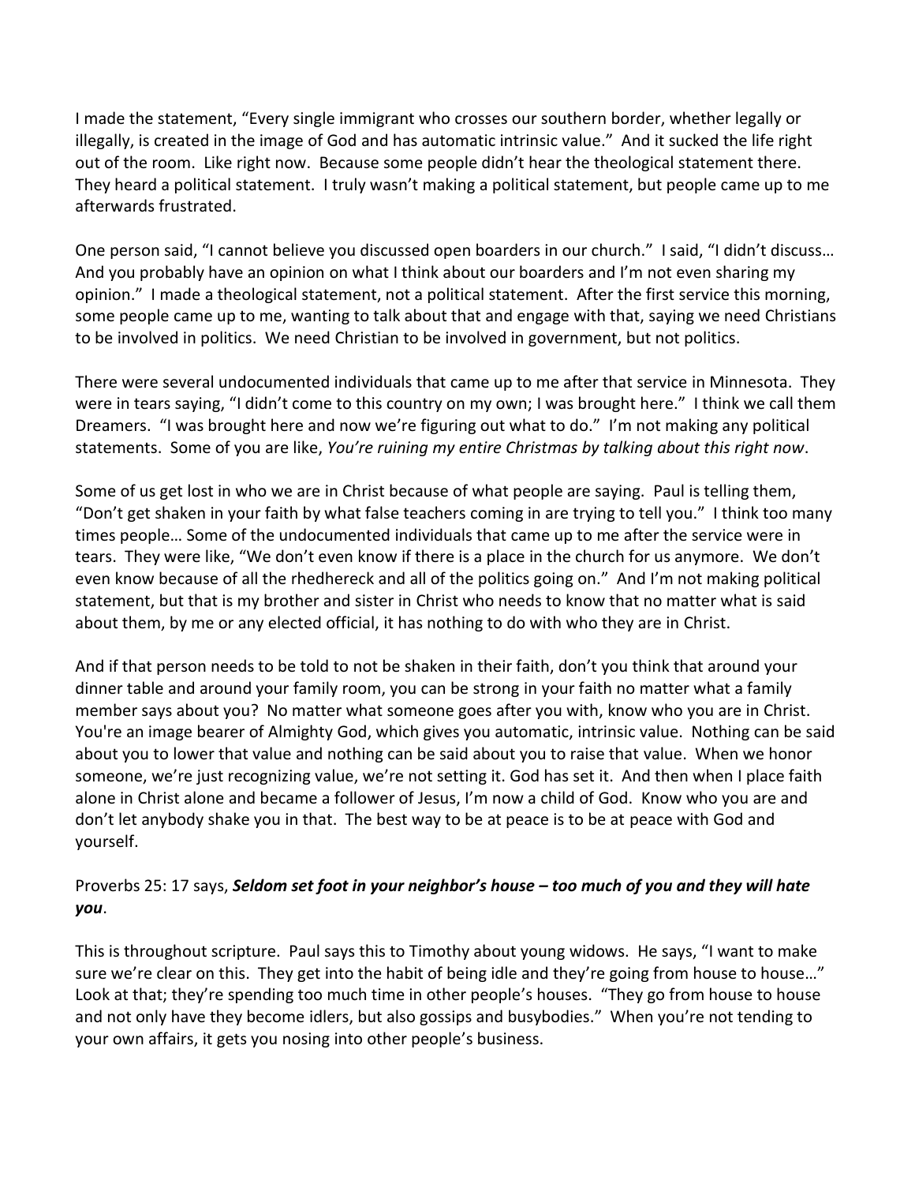I made the statement, "Every single immigrant who crosses our southern border, whether legally or illegally, is created in the image of God and has automatic intrinsic value." And it sucked the life right out of the room. Like right now. Because some people didn't hear the theological statement there. They heard a political statement. I truly wasn't making a political statement, but people came up to me afterwards frustrated.

One person said, "I cannot believe you discussed open boarders in our church." I said, "I didn't discuss… And you probably have an opinion on what I think about our boarders and I'm not even sharing my opinion." I made a theological statement, not a political statement. After the first service this morning, some people came up to me, wanting to talk about that and engage with that, saying we need Christians to be involved in politics. We need Christian to be involved in government, but not politics.

There were several undocumented individuals that came up to me after that service in Minnesota. They were in tears saying, "I didn't come to this country on my own; I was brought here." I think we call them Dreamers. "I was brought here and now we're figuring out what to do." I'm not making any political statements. Some of you are like, *You're ruining my entire Christmas by talking about this right now*.

Some of us get lost in who we are in Christ because of what people are saying. Paul is telling them, "Don't get shaken in your faith by what false teachers coming in are trying to tell you." I think too many times people… Some of the undocumented individuals that came up to me after the service were in tears. They were like, "We don't even know if there is a place in the church for us anymore. We don't even know because of all the rhedhereck and all of the politics going on." And I'm not making political statement, but that is my brother and sister in Christ who needs to know that no matter what is said about them, by me or any elected official, it has nothing to do with who they are in Christ.

And if that person needs to be told to not be shaken in their faith, don't you think that around your dinner table and around your family room, you can be strong in your faith no matter what a family member says about you? No matter what someone goes after you with, know who you are in Christ. You're an image bearer of Almighty God, which gives you automatic, intrinsic value. Nothing can be said about you to lower that value and nothing can be said about you to raise that value. When we honor someone, we're just recognizing value, we're not setting it. God has set it. And then when I place faith alone in Christ alone and became a follower of Jesus, I'm now a child of God. Know who you are and don't let anybody shake you in that. The best way to be at peace is to be at peace with God and yourself.

Proverbs 25: 17 says, ***Seldom set foot in your neighbor's house – too much of you and they will hate you***.

This is throughout scripture. Paul says this to Timothy about young widows. He says, "I want to make sure we're clear on this. They get into the habit of being idle and they're going from house to house…" Look at that; they're spending too much time in other people's houses. "They go from house to house and not only have they become idlers, but also gossips and busybodies." When you're not tending to your own affairs, it gets you nosing into other people's business.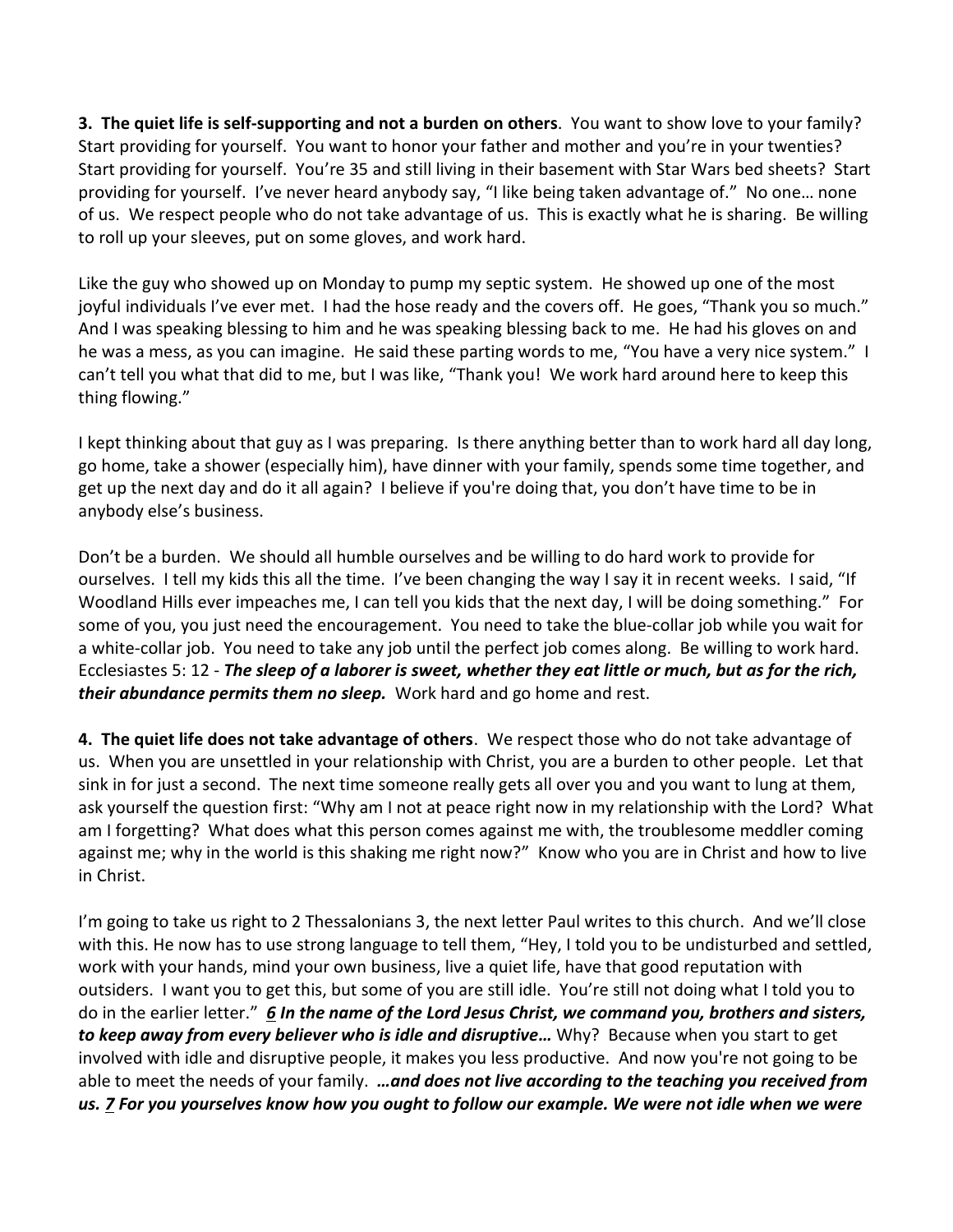**3. The quiet life is self-supporting and not a burden on others**. You want to show love to your family? Start providing for yourself. You want to honor your father and mother and you're in your twenties? Start providing for yourself. You're 35 and still living in their basement with Star Wars bed sheets? Start providing for yourself. I've never heard anybody say, "I like being taken advantage of." No one… none of us. We respect people who do not take advantage of us. This is exactly what he is sharing. Be willing to roll up your sleeves, put on some gloves, and work hard.

Like the guy who showed up on Monday to pump my septic system. He showed up one of the most joyful individuals I've ever met. I had the hose ready and the covers off. He goes, "Thank you so much." And I was speaking blessing to him and he was speaking blessing back to me. He had his gloves on and he was a mess, as you can imagine. He said these parting words to me, "You have a very nice system." I can't tell you what that did to me, but I was like, "Thank you! We work hard around here to keep this thing flowing."

I kept thinking about that guy as I was preparing. Is there anything better than to work hard all day long, go home, take a shower (especially him), have dinner with your family, spends some time together, and get up the next day and do it all again? I believe if you're doing that, you don't have time to be in anybody else's business.

Don't be a burden. We should all humble ourselves and be willing to do hard work to provide for ourselves. I tell my kids this all the time. I've been changing the way I say it in recent weeks. I said, "If Woodland Hills ever impeaches me, I can tell you kids that the next day, I will be doing something." For some of you, you just need the encouragement. You need to take the blue-collar job while you wait for a white-collar job. You need to take any job until the perfect job comes along. Be willing to work hard. Ecclesiastes 5: 12 - ***The sleep of a laborer is sweet, whether they eat little or much, but as for the rich, their abundance permits them no sleep.*** Work hard and go home and rest.

**4. The quiet life does not take advantage of others**. We respect those who do not take advantage of us. When you are unsettled in your relationship with Christ, you are a burden to other people. Let that sink in for just a second. The next time someone really gets all over you and you want to lung at them, ask yourself the question first: "Why am I not at peace right now in my relationship with the Lord? What am I forgetting? What does what this person comes against me with, the troublesome meddler coming against me; why in the world is this shaking me right now?" Know who you are in Christ and how to live in Christ.

I'm going to take us right to 2 Thessalonians 3, the next letter Paul writes to this church. And we'll close with this. He now has to use strong language to tell them, "Hey, I told you to be undisturbed and settled, work with your hands, mind your own business, live a quiet life, have that good reputation with outsiders. I want you to get this, but some of you are still idle. You're still not doing what I told you to do in the earlier letter." ***6 In the name of the Lord Jesus Christ, we command you, brothers and sisters, to keep away from every believer who is idle and disruptive…*** Why? Because when you start to get involved with idle and disruptive people, it makes you less productive. And now you're not going to be able to meet the needs of your family. ***…and does not live according to the teaching you received from us. 7 For you yourselves know how you ought to follow our example. We were not idle when we were***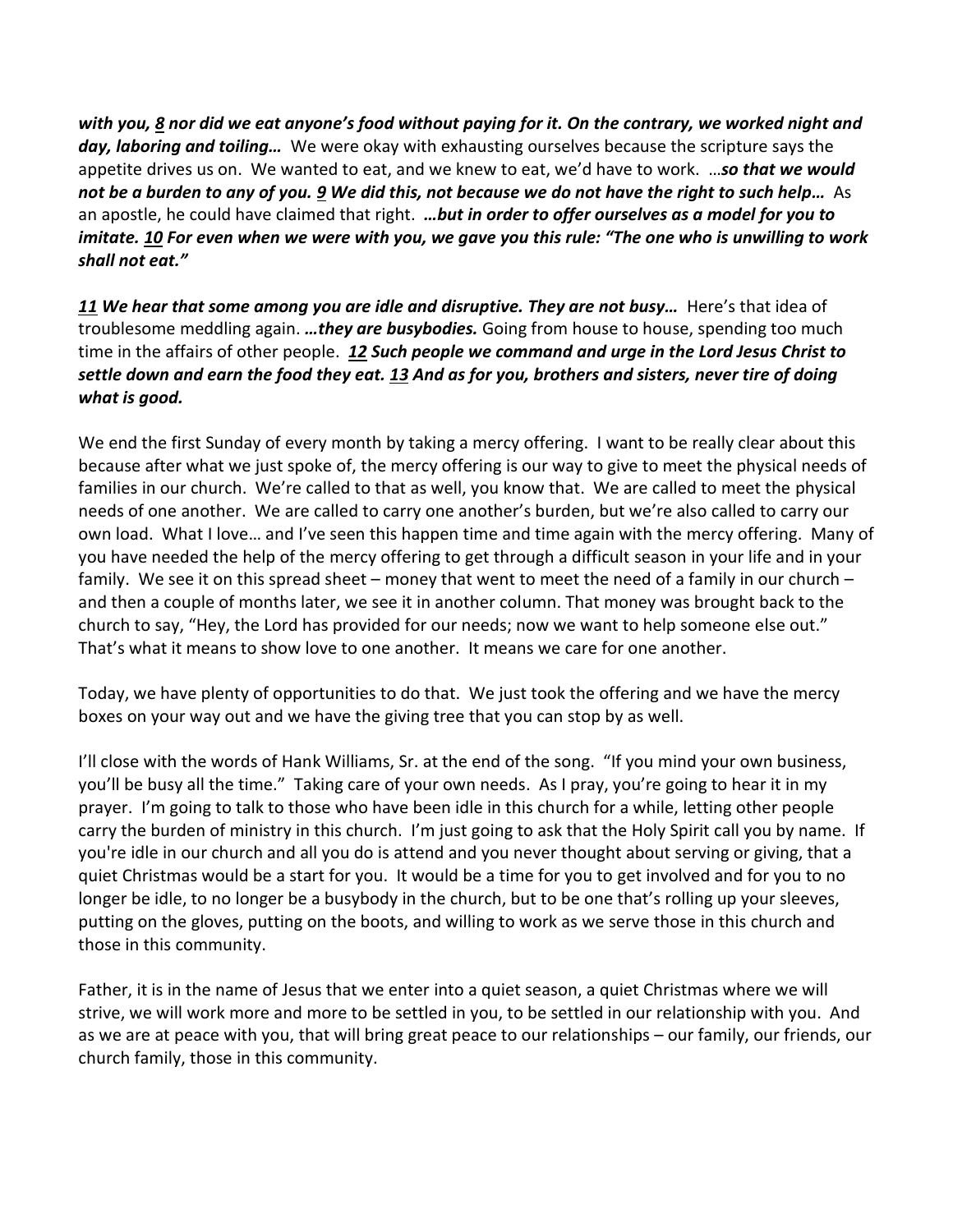***with you, <u>8</u> nor did we eat anyone's food without paying for it. On the contrary, we worked night and day, laboring and toiling…*** We were okay with exhausting ourselves because the scripture says the appetite drives us on. We wanted to eat, and we knew to eat, we'd have to work. …***so that we would not be a burden to any of you. <u>9</u> We did this, not because we do not have the right to such help…*** As an apostle, he could have claimed that right. ***…but in order to offer ourselves as a model for you to imitate. <u>10</u> For even when we were with you, we gave you this rule: "The one who is unwilling to work shall not eat."***

***<u>11</u> We hear that some among you are idle and disruptive. They are not busy…*** Here's that idea of troublesome meddling again. ***…they are busybodies.*** Going from house to house, spending too much time in the affairs of other people. ***<u>12</u> Such people we command and urge in the Lord Jesus Christ to settle down and earn the food they eat. <u>13</u> And as for you, brothers and sisters, never tire of doing what is good.***

We end the first Sunday of every month by taking a mercy offering. I want to be really clear about this because after what we just spoke of, the mercy offering is our way to give to meet the physical needs of families in our church. We're called to that as well, you know that. We are called to meet the physical needs of one another. We are called to carry one another's burden, but we're also called to carry our own load. What I love… and I've seen this happen time and time again with the mercy offering. Many of you have needed the help of the mercy offering to get through a difficult season in your life and in your family. We see it on this spread sheet – money that went to meet the need of a family in our church – and then a couple of months later, we see it in another column. That money was brought back to the church to say, "Hey, the Lord has provided for our needs; now we want to help someone else out." That's what it means to show love to one another. It means we care for one another.

Today, we have plenty of opportunities to do that. We just took the offering and we have the mercy boxes on your way out and we have the giving tree that you can stop by as well.

I'll close with the words of Hank Williams, Sr. at the end of the song. "If you mind your own business, you'll be busy all the time." Taking care of your own needs. As I pray, you're going to hear it in my prayer. I'm going to talk to those who have been idle in this church for a while, letting other people carry the burden of ministry in this church. I'm just going to ask that the Holy Spirit call you by name. If you're idle in our church and all you do is attend and you never thought about serving or giving, that a quiet Christmas would be a start for you. It would be a time for you to get involved and for you to no longer be idle, to no longer be a busybody in the church, but to be one that's rolling up your sleeves, putting on the gloves, putting on the boots, and willing to work as we serve those in this church and those in this community.

Father, it is in the name of Jesus that we enter into a quiet season, a quiet Christmas where we will strive, we will work more and more to be settled in you, to be settled in our relationship with you. And as we are at peace with you, that will bring great peace to our relationships – our family, our friends, our church family, those in this community.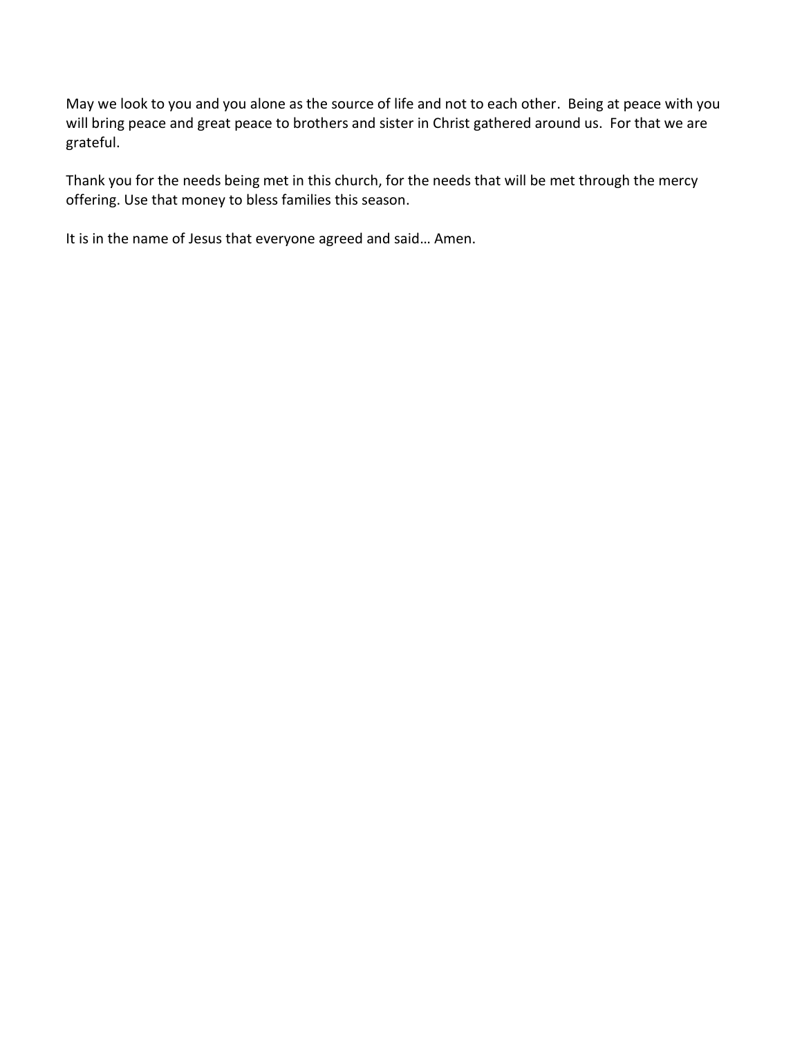May we look to you and you alone as the source of life and not to each other. Being at peace with you will bring peace and great peace to brothers and sister in Christ gathered around us. For that we are grateful.

Thank you for the needs being met in this church, for the needs that will be met through the mercy offering. Use that money to bless families this season.

It is in the name of Jesus that everyone agreed and said… Amen.